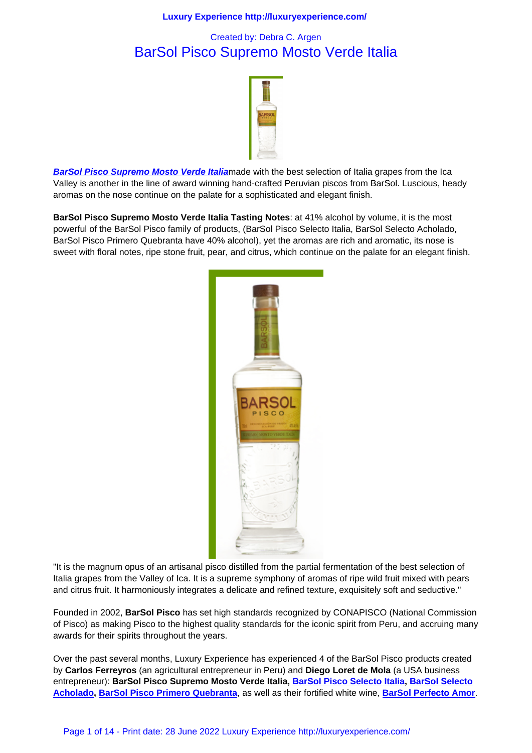Created by: Debra C. Argen

# BarSol Pisco Supremo Mosto Verde Italia

***BarSol Pisco Supremo Mosto Verde Italia*** made with the best selection of Italia grapes from the Ica Valley is another in the line of award winning hand-crafted Peruvian piscos from BarSol. Luscious, heady aromas on the nose continue on the palate for a sophisticated and elegant finish.

**BarSol Pisco Supremo Mosto Verde Italia Tasting Notes**: at 41% alcohol by volume, it is the most powerful of the BarSol Pisco family of products, (BarSol Pisco Selecto Italia, BarSol Selecto Acholado, BarSol Pisco Primero Quebranta have 40% alcohol), yet the aromas are rich and aromatic, its nose is sweet with floral notes, ripe stone fruit, pear, and citrus, which continue on the palate for an elegant finish.

"It is the magnum opus of an artisanal pisco distilled from the partial fermentation of the best selection of Italia grapes from the Valley of Ica. It is a supreme symphony of aromas of ripe wild fruit mixed with pears and citrus fruit. It harmoniously integrates a delicate and refined texture, exquisitely soft and seductive."

Founded in 2002, **BarSol Pisco** has set high standards recognized by CONAPISCO (National Commission of Pisco) as making Pisco to the highest quality standards for the iconic spirit from Peru, and accruing many awards for their spirits throughout the years.

Over the past several months, Luxury Experience has experienced 4 of the BarSol Pisco products created by **Carlos Ferreyros** (an agricultural entrepreneur in Peru) and **Diego Loret de Mola** (a USA business entrepreneur): **BarSol Pisco Supremo Mosto Verde Italia, BarSol Pisco Selecto Italia, BarSol Selecto Acholado, BarSol Pisco Primero Quebranta**, as well as their fortified white wine, **BarSol Perfecto Amor**.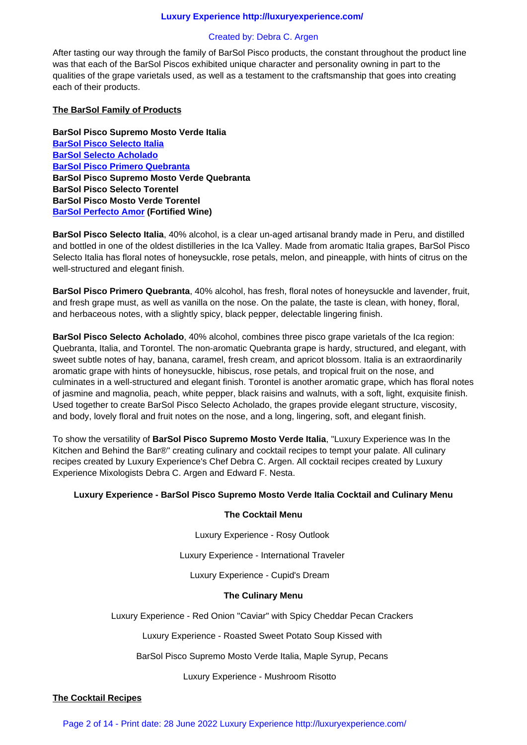After tasting our way through the family of BarSol Pisco products, the constant throughout the product line was that each of the BarSol Piscos exhibited unique character and personality owning in part to the qualities of the grape varietals used, as well as a testament to the craftsmanship that goes into creating each of their products.

**The BarSol Family of Products**

**BarSol Pisco Supremo Mosto Verde Italia**
**BarSol Pisco Selecto Italia**
**BarSol Selecto Acholado**
**BarSol Pisco Primero Quebranta**
**BarSol Pisco Supremo Mosto Verde Quebranta**
**BarSol Pisco Selecto Torentel**
**BarSol Pisco Mosto Verde Torentel**
**BarSol Perfecto Amor (Fortified Wine)**

**BarSol Pisco Selecto Italia**, 40% alcohol, is a clear un-aged artisanal brandy made in Peru, and distilled and bottled in one of the oldest distilleries in the Ica Valley. Made from aromatic Italia grapes, BarSol Pisco Selecto Italia has floral notes of honeysuckle, rose petals, melon, and pineapple, with hints of citrus on the well-structured and elegant finish.

**BarSol Pisco Primero Quebranta**, 40% alcohol, has fresh, floral notes of honeysuckle and lavender, fruit, and fresh grape must, as well as vanilla on the nose. On the palate, the taste is clean, with honey, floral, and herbaceous notes, with a slightly spicy, black pepper, delectable lingering finish.

**BarSol Pisco Selecto Acholado**, 40% alcohol, combines three pisco grape varietals of the Ica region: Quebranta, Italia, and Torontel. The non-aromatic Quebranta grape is hardy, structured, and elegant, with sweet subtle notes of hay, banana, caramel, fresh cream, and apricot blossom. Italia is an extraordinarily aromatic grape with hints of honeysuckle, hibiscus, rose petals, and tropical fruit on the nose, and culminates in a well-structured and elegant finish. Torontel is another aromatic grape, which has floral notes of jasmine and magnolia, peach, white pepper, black raisins and walnuts, with a soft, light, exquisite finish. Used together to create BarSol Pisco Selecto Acholado, the grapes provide elegant structure, viscosity, and body, lovely floral and fruit notes on the nose, and a long, lingering, soft, and elegant finish.

To show the versatility of **BarSol Pisco Supremo Mosto Verde Italia**, "Luxury Experience was In the Kitchen and Behind the Bar®" creating culinary and cocktail recipes to tempt your palate. All culinary recipes created by Luxury Experience's Chef Debra C. Argen. All cocktail recipes created by Luxury Experience Mixologists Debra C. Argen and Edward F. Nesta.

**Luxury Experience - BarSol Pisco Supremo Mosto Verde Italia Cocktail and Culinary Menu**

**The Cocktail Menu**

Luxury Experience - Rosy Outlook

Luxury Experience - International Traveler

Luxury Experience - Cupid's Dream

**The Culinary Menu**

Luxury Experience - Red Onion "Caviar" with Spicy Cheddar Pecan Crackers

Luxury Experience - Roasted Sweet Potato Soup Kissed with

BarSol Pisco Supremo Mosto Verde Italia, Maple Syrup, Pecans

Luxury Experience - Mushroom Risotto

**The Cocktail Recipes**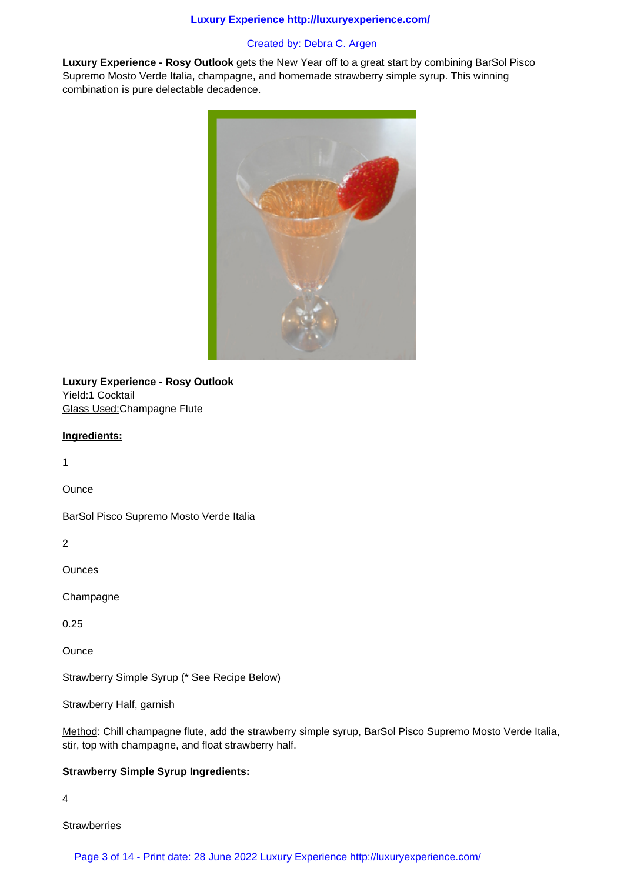Created by: Debra C. Argen

**Luxury Experience - Rosy Outlook** gets the New Year off to a great start by combining BarSol Pisco Supremo Mosto Verde Italia, champagne, and homemade strawberry simple syrup. This winning combination is pure delectable decadence.

**Luxury Experience - Rosy Outlook**
Yield:1 Cocktail
Glass Used:Champagne Flute

**Ingredients:**

1

Ounce

BarSol Pisco Supremo Mosto Verde Italia

2

Ounces

Champagne

0.25

Ounce

Strawberry Simple Syrup (* See Recipe Below)

Strawberry Half, garnish

Method: Chill champagne flute, add the strawberry simple syrup, BarSol Pisco Supremo Mosto Verde Italia, stir, top with champagne, and float strawberry half.

**Strawberry Simple Syrup Ingredients:**

4

Strawberries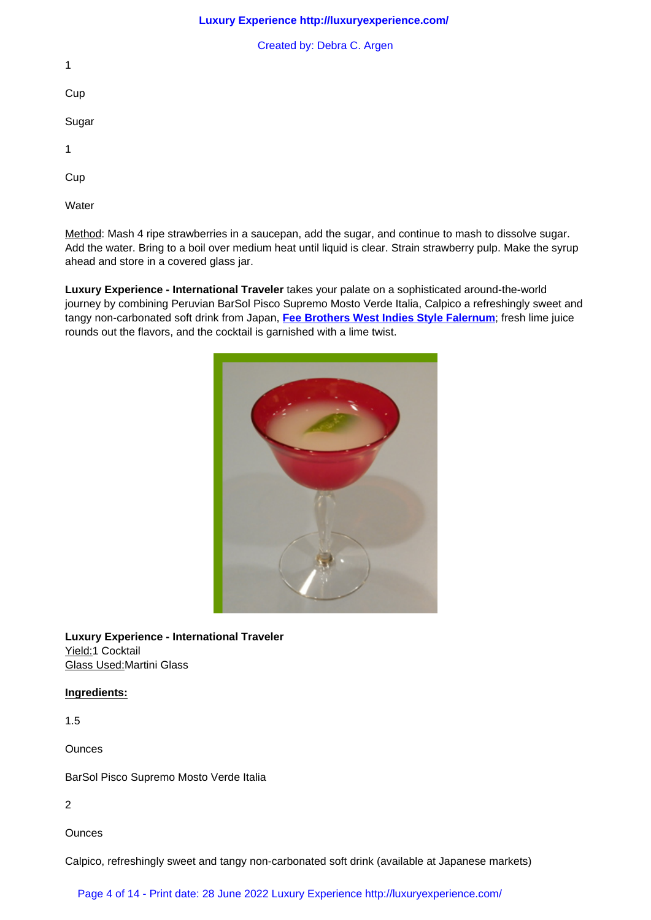1

Cup

Sugar

1

Cup

Water

Method: Mash 4 ripe strawberries in a saucepan, add the sugar, and continue to mash to dissolve sugar. Add the water. Bring to a boil over medium heat until liquid is clear. Strain strawberry pulp. Make the syrup ahead and store in a covered glass jar.

**Luxury Experience - International Traveler** takes your palate on a sophisticated around-the-world journey by combining Peruvian BarSol Pisco Supremo Mosto Verde Italia, Calpico a refreshingly sweet and tangy non-carbonated soft drink from Japan, **Fee Brothers West Indies Style Falernum**; fresh lime juice rounds out the flavors, and the cocktail is garnished with a lime twist.

**Luxury Experience - International Traveler**
Yield: 1 Cocktail
Glass Used: Martini Glass

**Ingredients:**

1.5

Ounces

BarSol Pisco Supremo Mosto Verde Italia

2

Ounces

Calpico, refreshingly sweet and tangy non-carbonated soft drink (available at Japanese markets)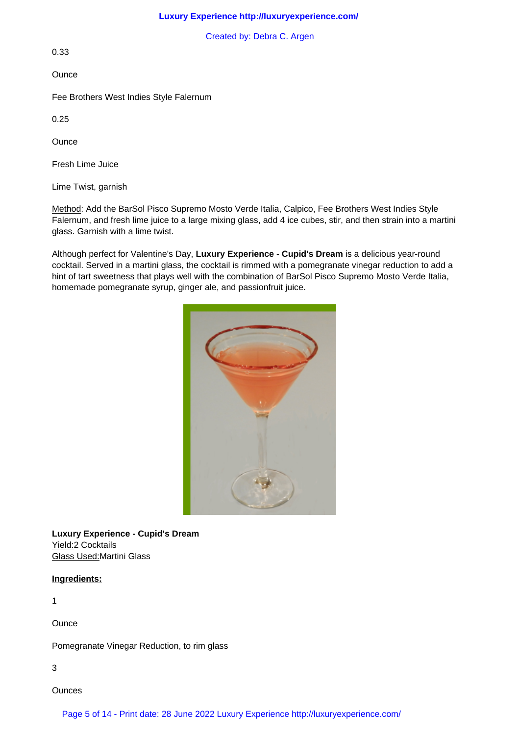0.33

Ounce

Fee Brothers West Indies Style Falernum

0.25

Ounce

Fresh Lime Juice

Lime Twist, garnish

Method: Add the BarSol Pisco Supremo Mosto Verde Italia, Calpico, Fee Brothers West Indies Style Falernum, and fresh lime juice to a large mixing glass, add 4 ice cubes, stir, and then strain into a martini glass. Garnish with a lime twist.

Although perfect for Valentine's Day, **Luxury Experience - Cupid's Dream** is a delicious year-round cocktail. Served in a martini glass, the cocktail is rimmed with a pomegranate vinegar reduction to add a hint of tart sweetness that plays well with the combination of BarSol Pisco Supremo Mosto Verde Italia, homemade pomegranate syrup, ginger ale, and passionfruit juice.

**Luxury Experience - Cupid's Dream**
Yield: 2 Cocktails
Glass Used: Martini Glass

**Ingredients:**

1

Ounce

Pomegranate Vinegar Reduction, to rim glass

3

Ounces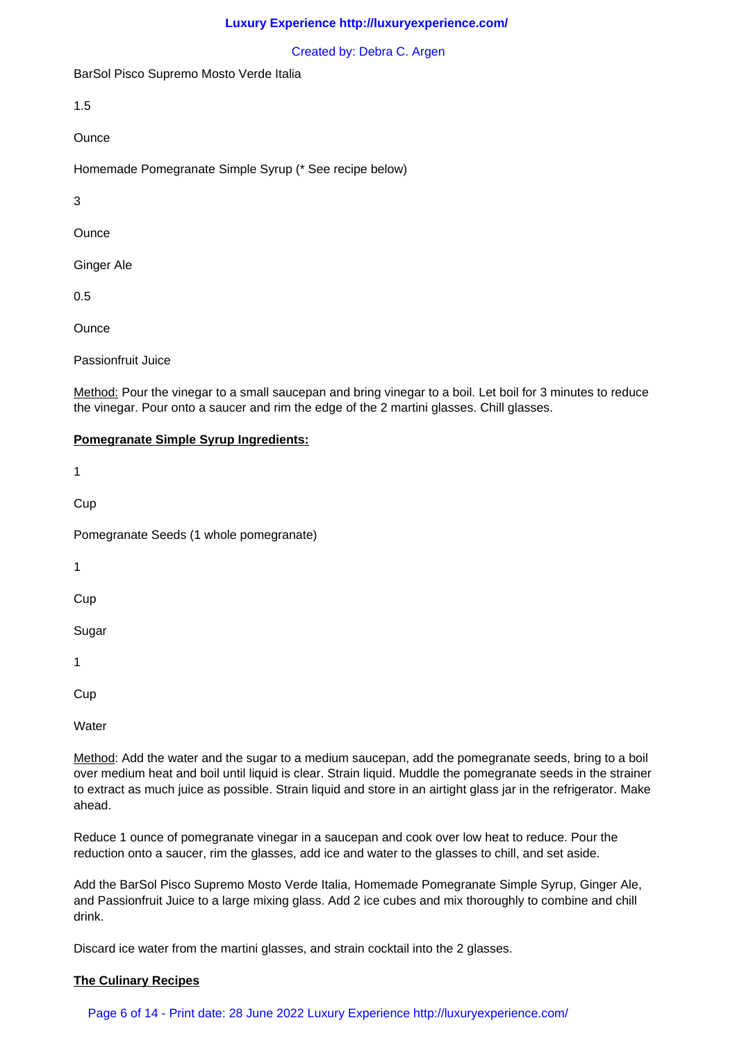BarSol Pisco Supremo Mosto Verde Italia

1.5

Ounce

Homemade Pomegranate Simple Syrup (* See recipe below)

3

Ounce

Ginger Ale

0.5

Ounce

Passionfruit Juice

<u>Method:</u> Pour the vinegar to a small saucepan and bring vinegar to a boil. Let boil for 3 minutes to reduce the vinegar. Pour onto a saucer and rim the edge of the 2 martini glasses. Chill glasses.

**<u>Pomegranate Simple Syrup Ingredients:</u>**

1

Cup

Pomegranate Seeds (1 whole pomegranate)

1

Cup

Sugar

1

Cup

Water

<u>Method</u>: Add the water and the sugar to a medium saucepan, add the pomegranate seeds, bring to a boil over medium heat and boil until liquid is clear. Strain liquid. Muddle the pomegranate seeds in the strainer to extract as much juice as possible. Strain liquid and store in an airtight glass jar in the refrigerator. Make ahead.

Reduce 1 ounce of pomegranate vinegar in a saucepan and cook over low heat to reduce. Pour the reduction onto a saucer, rim the glasses, add ice and water to the glasses to chill, and set aside.

Add the BarSol Pisco Supremo Mosto Verde Italia, Homemade Pomegranate Simple Syrup, Ginger Ale, and Passionfruit Juice to a large mixing glass. Add 2 ice cubes and mix thoroughly to combine and chill drink.

Discard ice water from the martini glasses, and strain cocktail into the 2 glasses.

**<u>The Culinary Recipes</u>**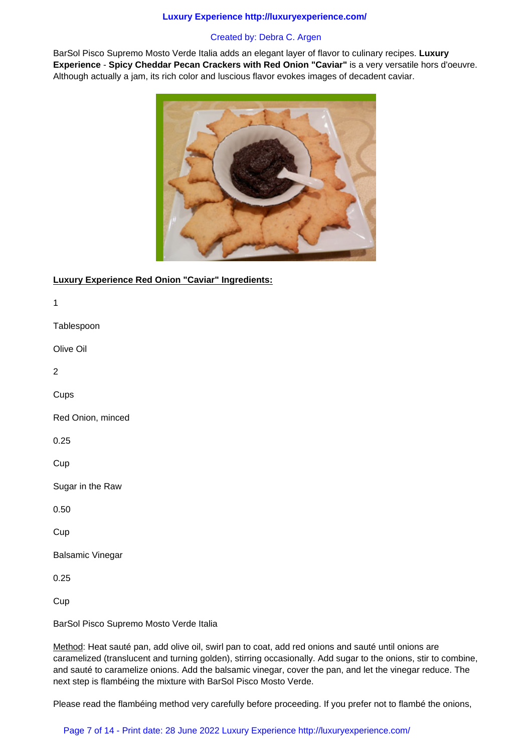BarSol Pisco Supremo Mosto Verde Italia adds an elegant layer of flavor to culinary recipes. **Luxury Experience** - **Spicy Cheddar Pecan Crackers with Red Onion "Caviar"** is a very versatile hors d'oeuvre. Although actually a jam, its rich color and luscious flavor evokes images of decadent caviar.

**Luxury Experience Red Onion "Caviar" Ingredients:**

1

Tablespoon

Olive Oil

2

Cups

Red Onion, minced

0.25

Cup

Sugar in the Raw

0.50

Cup

Balsamic Vinegar

0.25

Cup

BarSol Pisco Supremo Mosto Verde Italia

Method: Heat sauté pan, add olive oil, swirl pan to coat, add red onions and sauté until onions are caramelized (translucent and turning golden), stirring occasionally. Add sugar to the onions, stir to combine, and sauté to caramelize onions. Add the balsamic vinegar, cover the pan, and let the vinegar reduce. The next step is flambéing the mixture with BarSol Pisco Mosto Verde.

Please read the flambéing method very carefully before proceeding. If you prefer not to flambé the onions,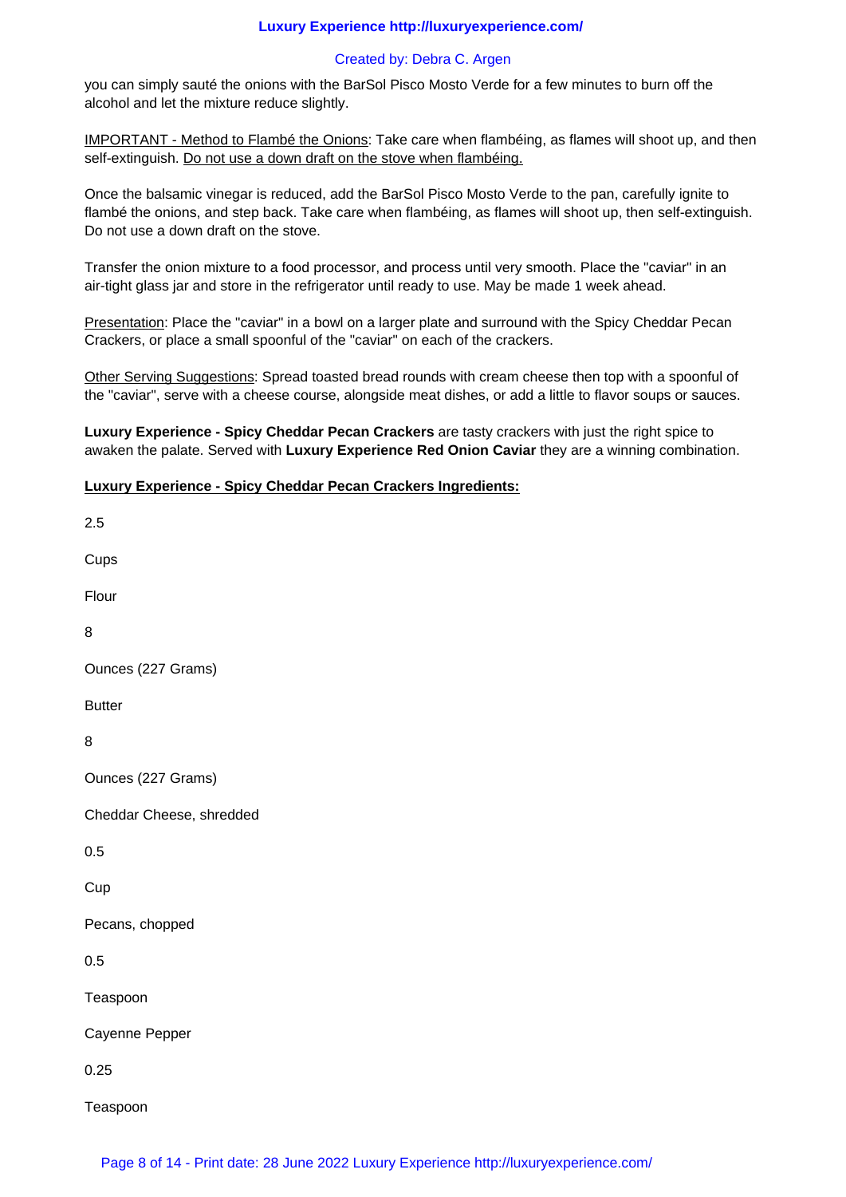you can simply sauté the onions with the BarSol Pisco Mosto Verde for a few minutes to burn off the alcohol and let the mixture reduce slightly.

IMPORTANT - Method to Flambé the Onions: Take care when flambéing, as flames will shoot up, and then self-extinguish. Do not use a down draft on the stove when flambéing.

Once the balsamic vinegar is reduced, add the BarSol Pisco Mosto Verde to the pan, carefully ignite to flambé the onions, and step back. Take care when flambéing, as flames will shoot up, then self-extinguish. Do not use a down draft on the stove.

Transfer the onion mixture to a food processor, and process until very smooth. Place the "caviar" in an air-tight glass jar and store in the refrigerator until ready to use. May be made 1 week ahead.

Presentation: Place the "caviar" in a bowl on a larger plate and surround with the Spicy Cheddar Pecan Crackers, or place a small spoonful of the "caviar" on each of the crackers.

Other Serving Suggestions: Spread toasted bread rounds with cream cheese then top with a spoonful of the "caviar", serve with a cheese course, alongside meat dishes, or add a little to flavor soups or sauces.

**Luxury Experience - Spicy Cheddar Pecan Crackers** are tasty crackers with just the right spice to awaken the palate. Served with **Luxury Experience Red Onion Caviar** they are a winning combination.

**Luxury Experience - Spicy Cheddar Pecan Crackers Ingredients:**

2.5

Cups

Flour

8

Ounces (227 Grams)

Butter

8

Ounces (227 Grams)

Cheddar Cheese, shredded

0.5

Cup

Pecans, chopped

0.5

Teaspoon

Cayenne Pepper

0.25

Teaspoon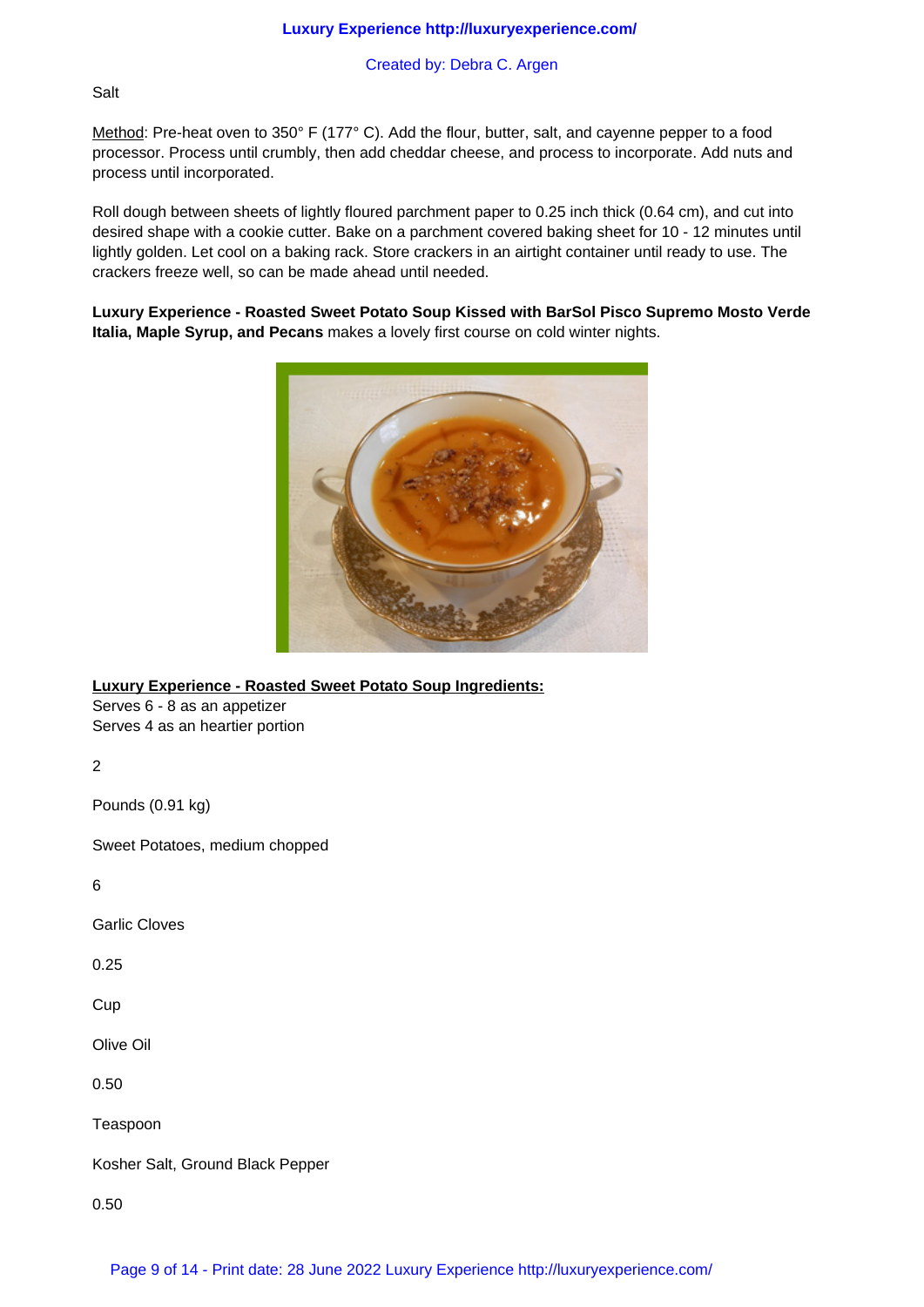Salt

<u>Method</u>: Pre-heat oven to 350° F (177° C). Add the flour, butter, salt, and cayenne pepper to a food processor. Process until crumbly, then add cheddar cheese, and process to incorporate. Add nuts and process until incorporated.

Roll dough between sheets of lightly floured parchment paper to 0.25 inch thick (0.64 cm), and cut into desired shape with a cookie cutter. Bake on a parchment covered baking sheet for 10 - 12 minutes until lightly golden. Let cool on a baking rack. Store crackers in an airtight container until ready to use. The crackers freeze well, so can be made ahead until needed.

**Luxury Experience - Roasted Sweet Potato Soup Kissed with BarSol Pisco Supremo Mosto Verde Italia, Maple Syrup, and Pecans** makes a lovely first course on cold winter nights.

**<u>Luxury Experience - Roasted Sweet Potato Soup Ingredients:</u>**
Serves 6 - 8 as an appetizer
Serves 4 as an heartier portion

2

Pounds (0.91 kg)

Sweet Potatoes, medium chopped

6

Garlic Cloves

0.25

Cup

Olive Oil

0.50

Teaspoon

Kosher Salt, Ground Black Pepper

0.50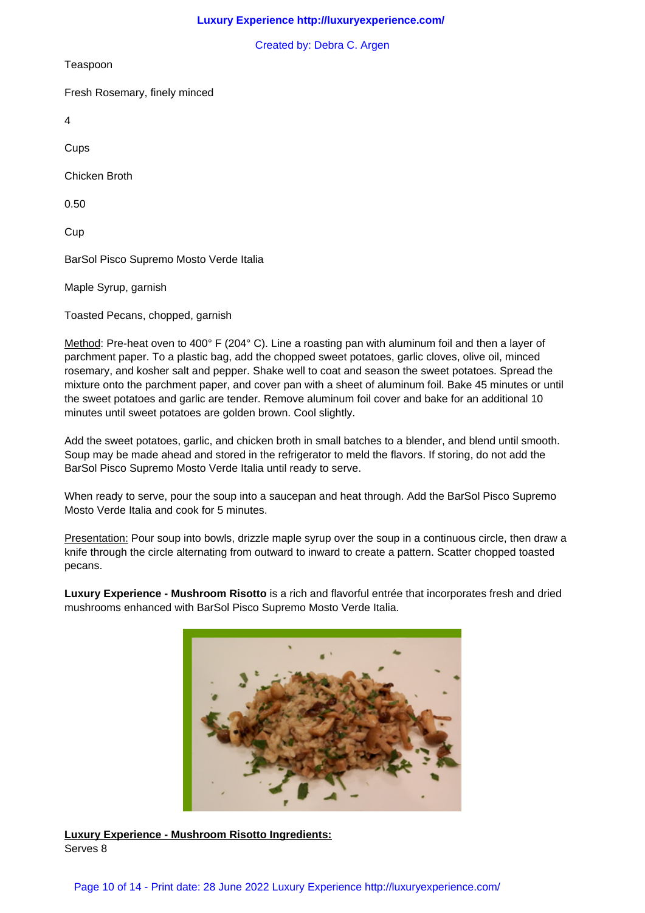Teaspoon

Fresh Rosemary, finely minced

4

Cups

Chicken Broth

0.50

Cup

BarSol Pisco Supremo Mosto Verde Italia

Maple Syrup, garnish

Toasted Pecans, chopped, garnish

Method: Pre-heat oven to 400° F (204° C). Line a roasting pan with aluminum foil and then a layer of parchment paper. To a plastic bag, add the chopped sweet potatoes, garlic cloves, olive oil, minced rosemary, and kosher salt and pepper. Shake well to coat and season the sweet potatoes. Spread the mixture onto the parchment paper, and cover pan with a sheet of aluminum foil. Bake 45 minutes or until the sweet potatoes and garlic are tender. Remove aluminum foil cover and bake for an additional 10 minutes until sweet potatoes are golden brown. Cool slightly.

Add the sweet potatoes, garlic, and chicken broth in small batches to a blender, and blend until smooth. Soup may be made ahead and stored in the refrigerator to meld the flavors. If storing, do not add the BarSol Pisco Supremo Mosto Verde Italia until ready to serve.

When ready to serve, pour the soup into a saucepan and heat through. Add the BarSol Pisco Supremo Mosto Verde Italia and cook for 5 minutes.

Presentation: Pour soup into bowls, drizzle maple syrup over the soup in a continuous circle, then draw a knife through the circle alternating from outward to inward to create a pattern. Scatter chopped toasted pecans.

**Luxury Experience - Mushroom Risotto** is a rich and flavorful entrée that incorporates fresh and dried mushrooms enhanced with BarSol Pisco Supremo Mosto Verde Italia.

**Luxury Experience - Mushroom Risotto Ingredients:**

Serves 8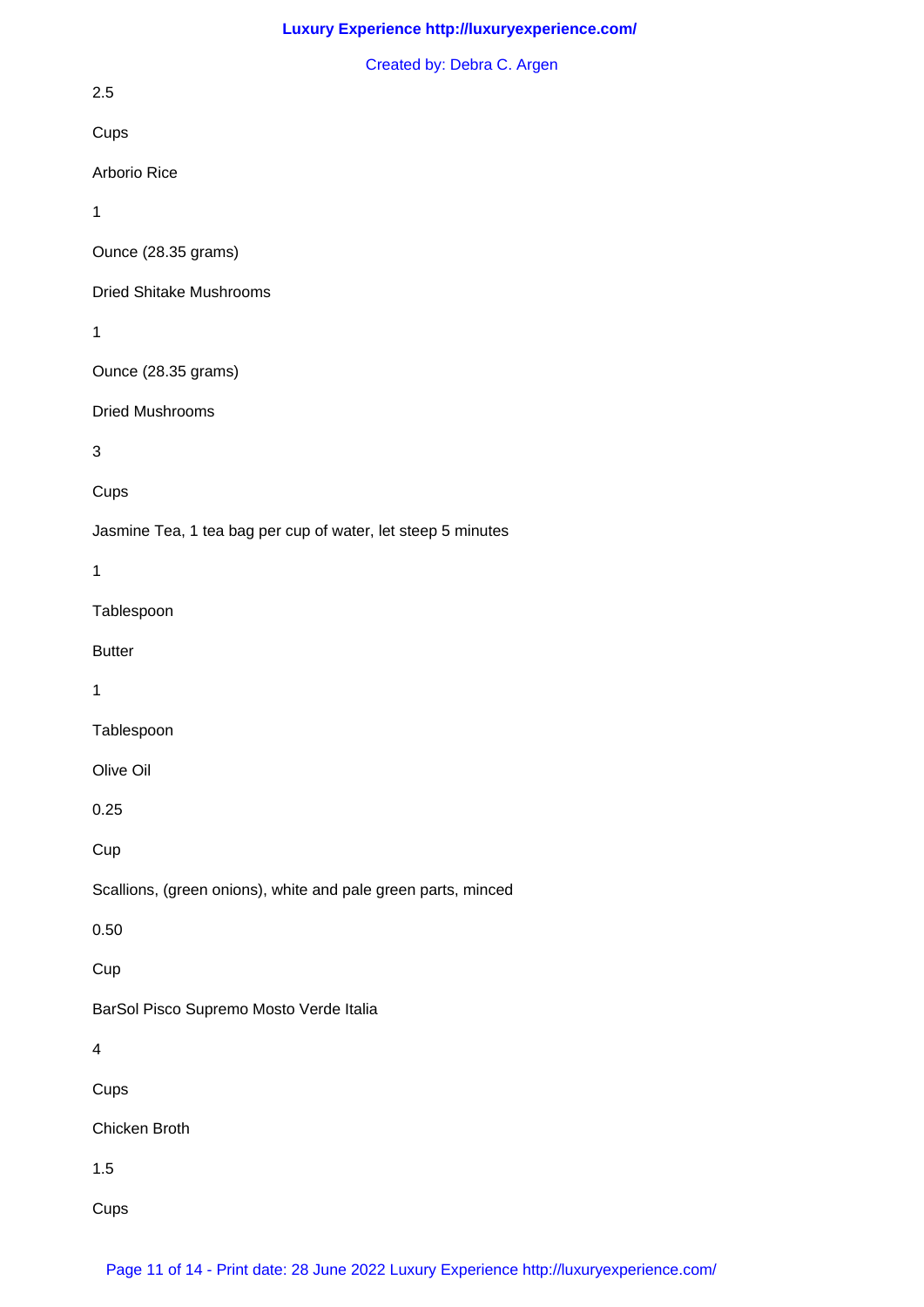2.5

Cups

Arborio Rice

1

Ounce (28.35 grams)

Dried Shitake Mushrooms

1

Ounce (28.35 grams)

Dried Mushrooms

3

Cups

Jasmine Tea, 1 tea bag per cup of water, let steep 5 minutes

1

Tablespoon

Butter

1

Tablespoon

Olive Oil

0.25

Cup

Scallions, (green onions), white and pale green parts, minced

0.50

Cup

BarSol Pisco Supremo Mosto Verde Italia

4

Cups

Chicken Broth

1.5

Cups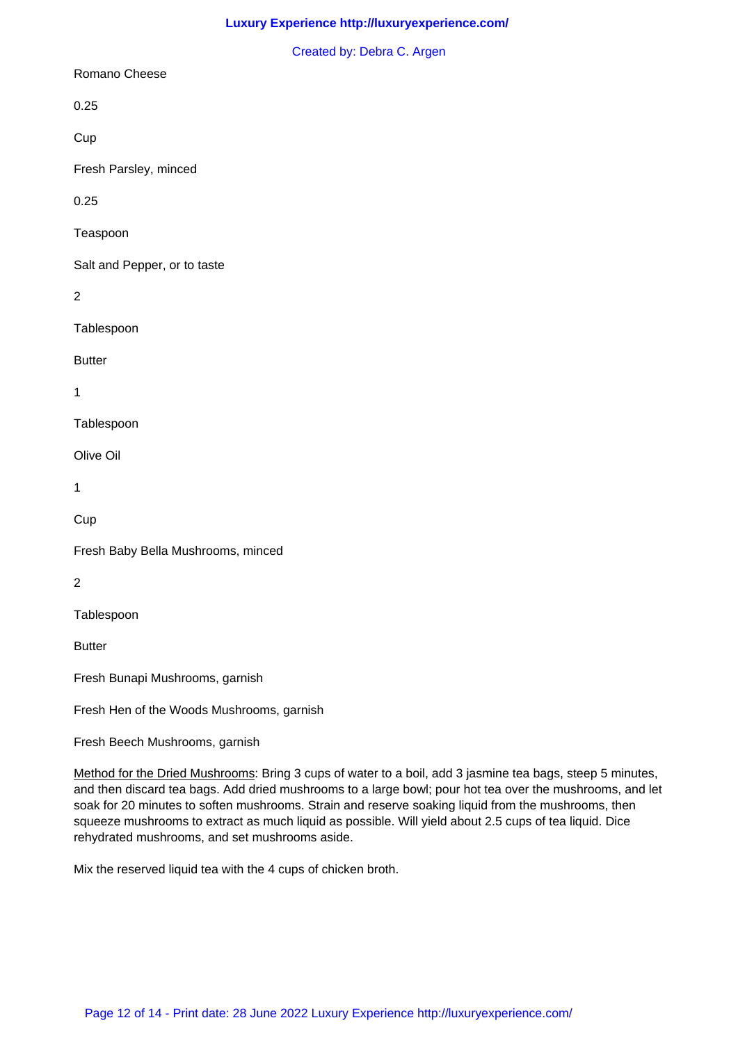Romano Cheese

0.25

Cup

Fresh Parsley, minced

0.25

Teaspoon

Salt and Pepper, or to taste

2

Tablespoon

Butter

1

Tablespoon

Olive Oil

1

Cup

Fresh Baby Bella Mushrooms, minced

2

Tablespoon

Butter

Fresh Bunapi Mushrooms, garnish

Fresh Hen of the Woods Mushrooms, garnish

Fresh Beech Mushrooms, garnish

<u>Method for the Dried Mushrooms</u>: Bring 3 cups of water to a boil, add 3 jasmine tea bags, steep 5 minutes, and then discard tea bags. Add dried mushrooms to a large bowl; pour hot tea over the mushrooms, and let soak for 20 minutes to soften mushrooms. Strain and reserve soaking liquid from the mushrooms, then squeeze mushrooms to extract as much liquid as possible. Will yield about 2.5 cups of tea liquid. Dice rehydrated mushrooms, and set mushrooms aside.

Mix the reserved liquid tea with the 4 cups of chicken broth.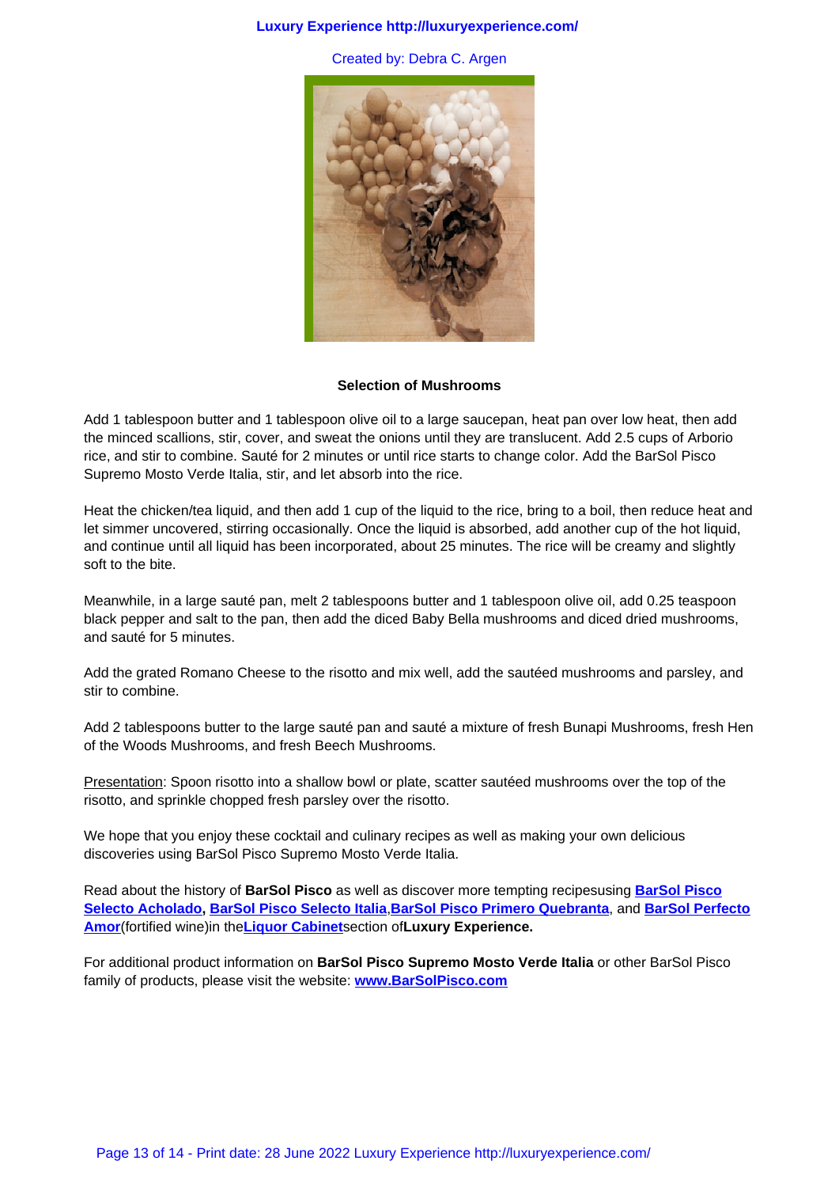**Selection of Mushrooms**

Add 1 tablespoon butter and 1 tablespoon olive oil to a large saucepan, heat pan over low heat, then add the minced scallions, stir, cover, and sweat the onions until they are translucent. Add 2.5 cups of Arborio rice, and stir to combine. Sauté for 2 minutes or until rice starts to change color. Add the BarSol Pisco Supremo Mosto Verde Italia, stir, and let absorb into the rice.

Heat the chicken/tea liquid, and then add 1 cup of the liquid to the rice, bring to a boil, then reduce heat and let simmer uncovered, stirring occasionally. Once the liquid is absorbed, add another cup of the hot liquid, and continue until all liquid has been incorporated, about 25 minutes. The rice will be creamy and slightly soft to the bite.

Meanwhile, in a large sauté pan, melt 2 tablespoons butter and 1 tablespoon olive oil, add 0.25 teaspoon black pepper and salt to the pan, then add the diced Baby Bella mushrooms and diced dried mushrooms, and sauté for 5 minutes.

Add the grated Romano Cheese to the risotto and mix well, add the sautéed mushrooms and parsley, and stir to combine.

Add 2 tablespoons butter to the large sauté pan and sauté a mixture of fresh Bunapi Mushrooms, fresh Hen of the Woods Mushrooms, and fresh Beech Mushrooms.

Presentation: Spoon risotto into a shallow bowl or plate, scatter sautéed mushrooms over the top of the risotto, and sprinkle chopped fresh parsley over the risotto.

We hope that you enjoy these cocktail and culinary recipes as well as making your own delicious discoveries using BarSol Pisco Supremo Mosto Verde Italia.

Read about the history of **BarSol Pisco** as well as discover more tempting recipesusing **BarSol Pisco Selecto Acholado, BarSol Pisco Selecto Italia**,**BarSol Pisco Primero Quebranta**, and **BarSol Perfecto Amor**(fortified wine)in the**Liquor Cabinet**section of**Luxury Experience.**

For additional product information on **BarSol Pisco Supremo Mosto Verde Italia** or other BarSol Pisco family of products, please visit the website: **www.BarSolPisco.com**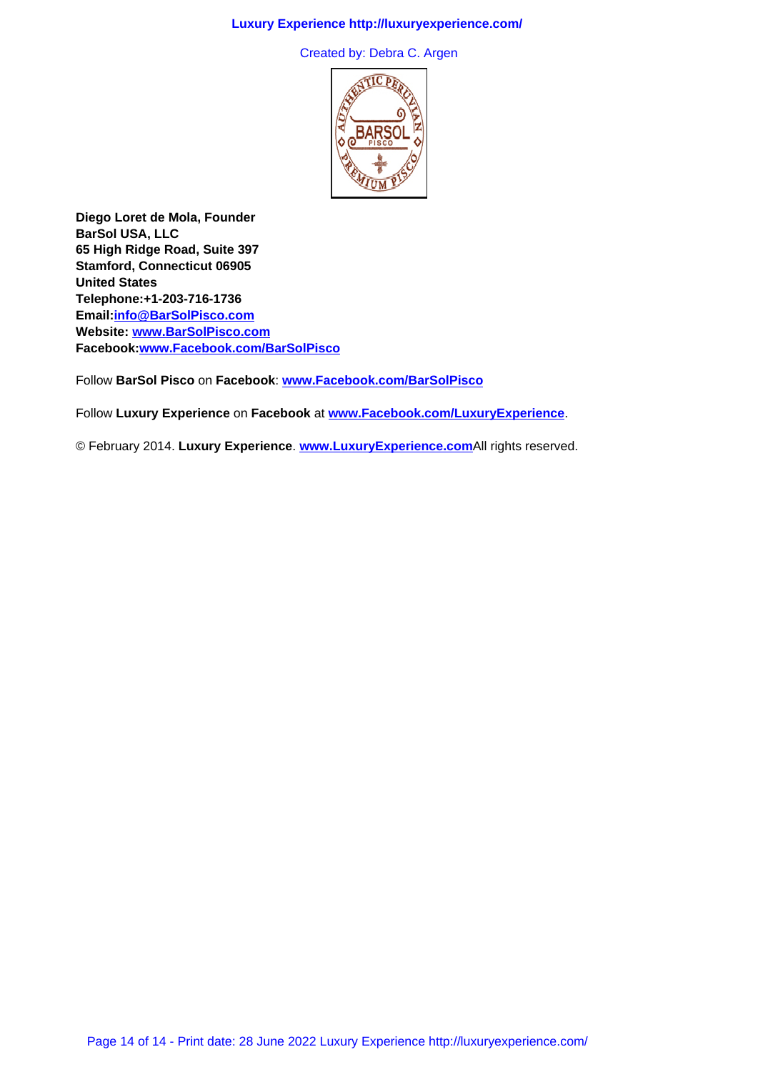**Diego Loret de Mola, Founder**
**BarSol USA, LLC**
**65 High Ridge Road, Suite 397**
**Stamford, Connecticut 06905**
**United States**
**Telephone:+1-203-716-1736**
**Email:info@BarSolPisco.com**
**Website: www.BarSolPisco.com**
**Facebook:www.Facebook.com/BarSolPisco**

Follow **BarSol Pisco** on **Facebook**: **www.Facebook.com/BarSolPisco**

Follow **Luxury Experience** on **Facebook** at **www.Facebook.com/LuxuryExperience**.

© February 2014. **Luxury Experience**. **www.LuxuryExperience.com**All rights reserved.